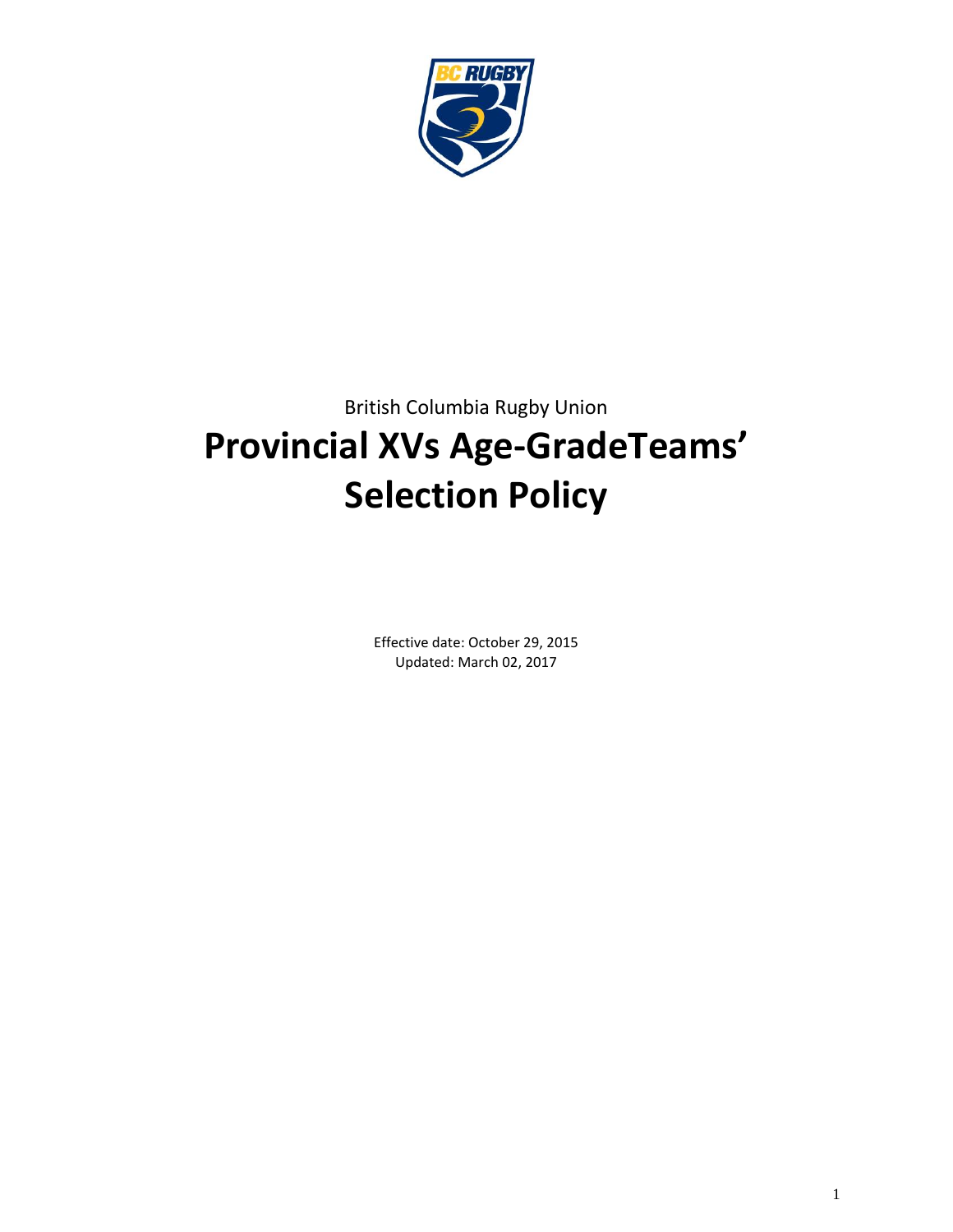British Columbia Rugby Union

# Provincial XVs Age-GradeTeams' Selection Policy

Effective date: October 29, 2015
Updated: March 02, 2017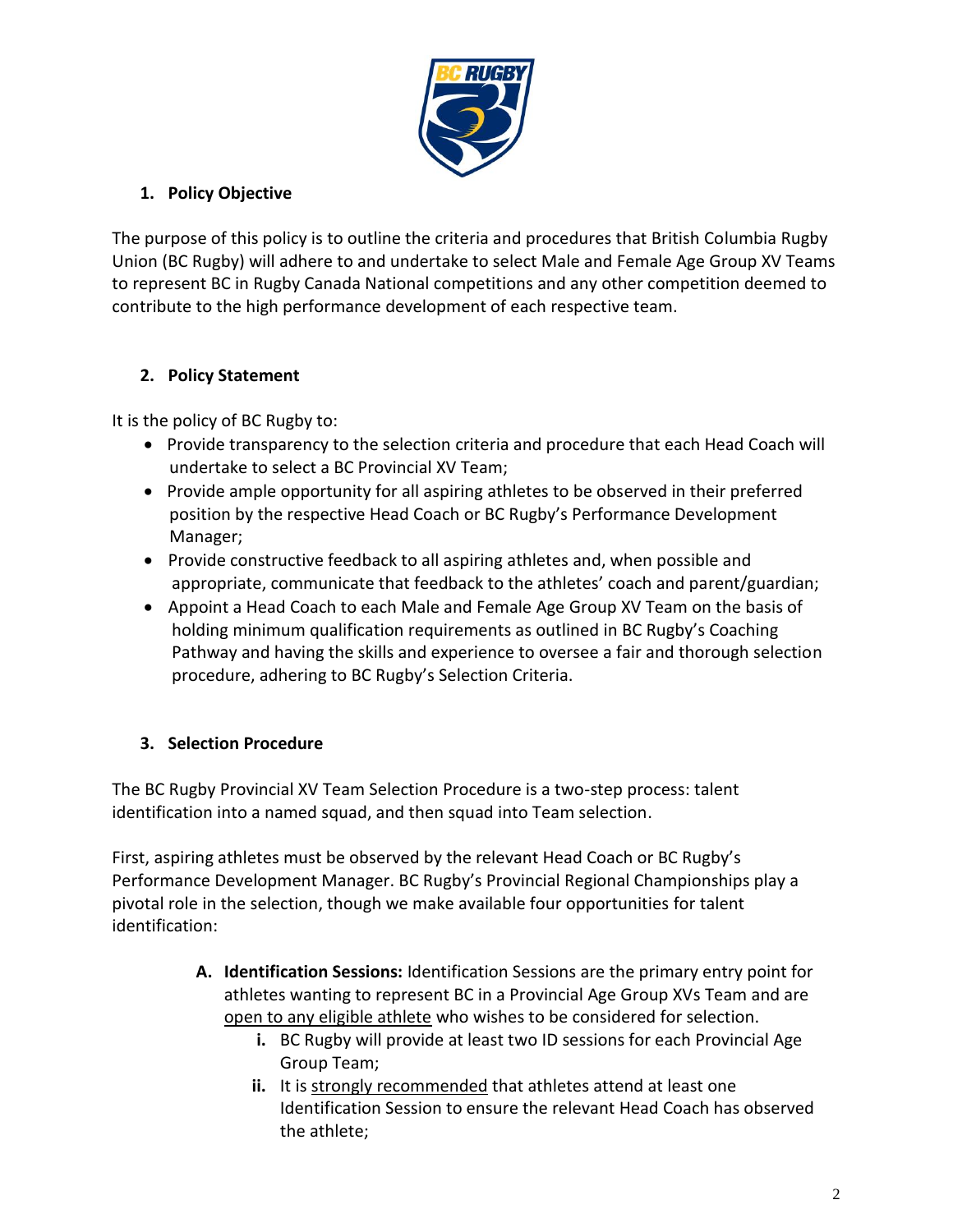## 1. Policy Objective

The purpose of this policy is to outline the criteria and procedures that British Columbia Rugby Union (BC Rugby) will adhere to and undertake to select Male and Female Age Group XV Teams to represent BC in Rugby Canada National competitions and any other competition deemed to contribute to the high performance development of each respective team.

## 2. Policy Statement

It is the policy of BC Rugby to:

- Provide transparency to the selection criteria and procedure that each Head Coach will undertake to select a BC Provincial XV Team;
- Provide ample opportunity for all aspiring athletes to be observed in their preferred position by the respective Head Coach or BC Rugby's Performance Development Manager;
- Provide constructive feedback to all aspiring athletes and, when possible and appropriate, communicate that feedback to the athletes' coach and parent/guardian;
- Appoint a Head Coach to each Male and Female Age Group XV Team on the basis of holding minimum qualification requirements as outlined in BC Rugby's Coaching Pathway and having the skills and experience to oversee a fair and thorough selection procedure, adhering to BC Rugby's Selection Criteria.

## 3. Selection Procedure

The BC Rugby Provincial XV Team Selection Procedure is a two-step process: talent identification into a named squad, and then squad into Team selection.

First, aspiring athletes must be observed by the relevant Head Coach or BC Rugby's Performance Development Manager. BC Rugby's Provincial Regional Championships play a pivotal role in the selection, though we make available four opportunities for talent identification:

A. **Identification Sessions:** Identification Sessions are the primary entry point for athletes wanting to represent BC in a Provincial Age Group XVs Team and are <u>open to any eligible athlete</u> who wishes to be considered for selection.
   i. BC Rugby will provide at least two ID sessions for each Provincial Age Group Team;
   ii. It is <u>strongly recommended</u> that athletes attend at least one Identification Session to ensure the relevant Head Coach has observed the athlete;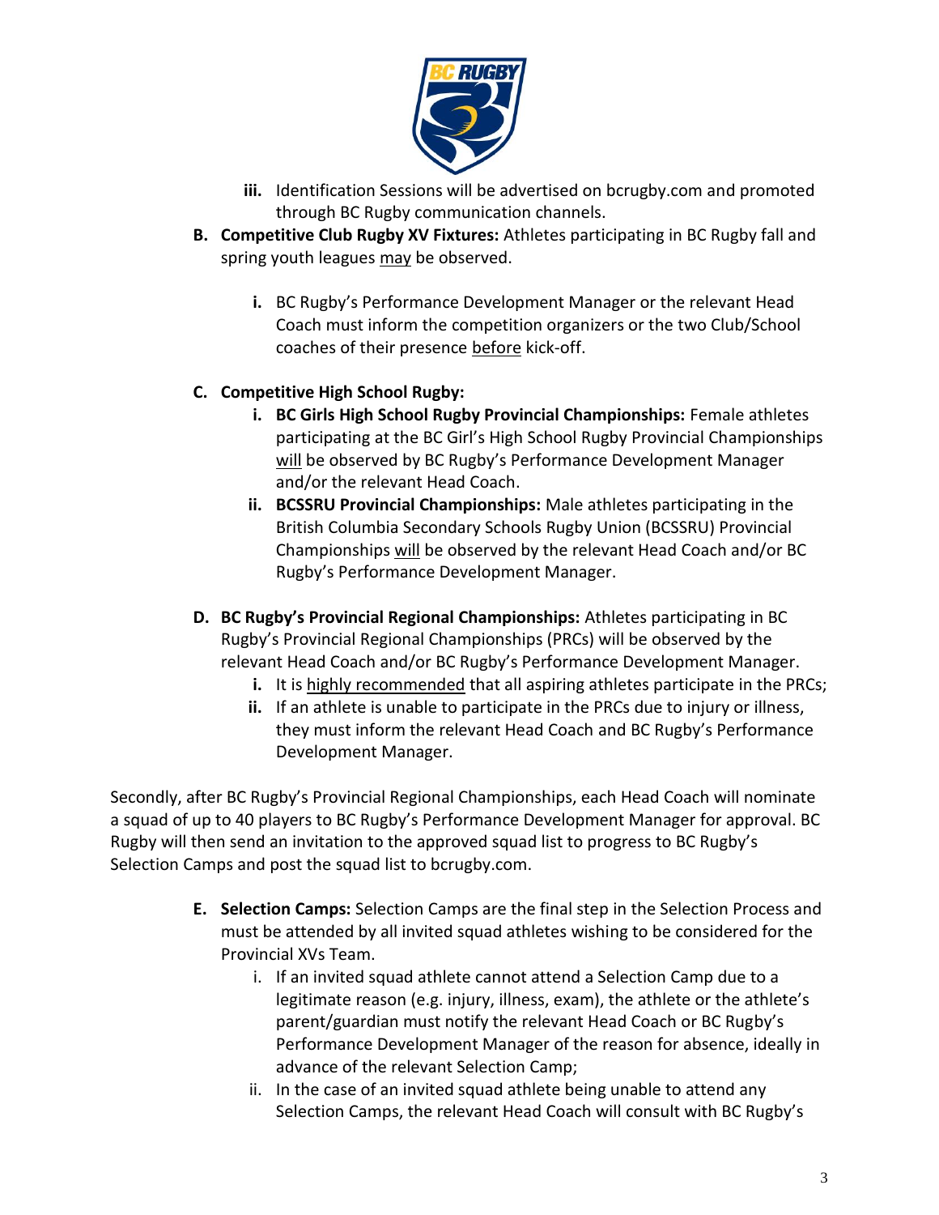iii. Identification Sessions will be advertised on bcrugby.com and promoted through BC Rugby communication channels.

**B. Competitive Club Rugby XV Fixtures:** Athletes participating in BC Rugby fall and spring youth leagues may be observed.

i. BC Rugby's Performance Development Manager or the relevant Head Coach must inform the competition organizers or the two Club/School coaches of their presence before kick-off.

**C. Competitive High School Rugby:**

i. **BC Girls High School Rugby Provincial Championships:** Female athletes participating at the BC Girl's High School Rugby Provincial Championships will be observed by BC Rugby's Performance Development Manager and/or the relevant Head Coach.

ii. **BCSSRU Provincial Championships:** Male athletes participating in the British Columbia Secondary Schools Rugby Union (BCSSRU) Provincial Championships will be observed by the relevant Head Coach and/or BC Rugby's Performance Development Manager.

**D. BC Rugby's Provincial Regional Championships:** Athletes participating in BC Rugby's Provincial Regional Championships (PRCs) will be observed by the relevant Head Coach and/or BC Rugby's Performance Development Manager.

i. It is highly recommended that all aspiring athletes participate in the PRCs;

ii. If an athlete is unable to participate in the PRCs due to injury or illness, they must inform the relevant Head Coach and BC Rugby's Performance Development Manager.

Secondly, after BC Rugby's Provincial Regional Championships, each Head Coach will nominate a squad of up to 40 players to BC Rugby's Performance Development Manager for approval. BC Rugby will then send an invitation to the approved squad list to progress to BC Rugby's Selection Camps and post the squad list to bcrugby.com.

**E. Selection Camps:** Selection Camps are the final step in the Selection Process and must be attended by all invited squad athletes wishing to be considered for the Provincial XVs Team.

i. If an invited squad athlete cannot attend a Selection Camp due to a legitimate reason (e.g. injury, illness, exam), the athlete or the athlete's parent/guardian must notify the relevant Head Coach or BC Rugby's Performance Development Manager of the reason for absence, ideally in advance of the relevant Selection Camp;

ii. In the case of an invited squad athlete being unable to attend any Selection Camps, the relevant Head Coach will consult with BC Rugby's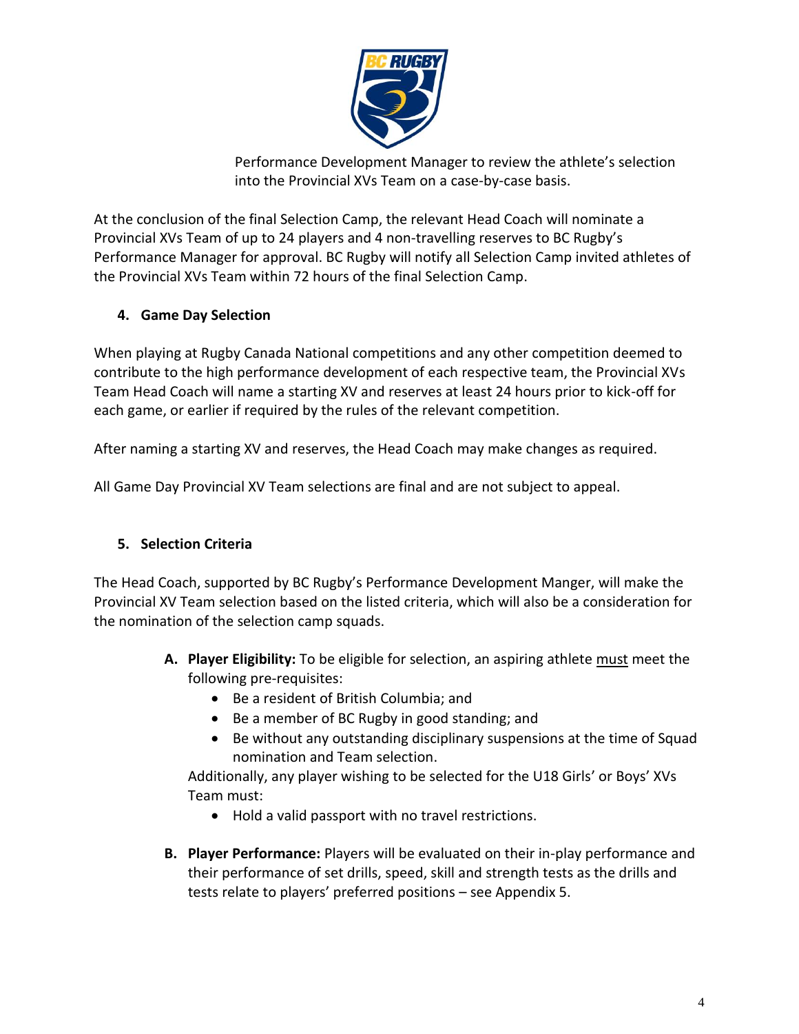Performance Development Manager to review the athlete's selection into the Provincial XVs Team on a case-by-case basis.

At the conclusion of the final Selection Camp, the relevant Head Coach will nominate a Provincial XVs Team of up to 24 players and 4 non-travelling reserves to BC Rugby's Performance Manager for approval. BC Rugby will notify all Selection Camp invited athletes of the Provincial XVs Team within 72 hours of the final Selection Camp.

## 4. Game Day Selection

When playing at Rugby Canada National competitions and any other competition deemed to contribute to the high performance development of each respective team, the Provincial XVs Team Head Coach will name a starting XV and reserves at least 24 hours prior to kick-off for each game, or earlier if required by the rules of the relevant competition.

After naming a starting XV and reserves, the Head Coach may make changes as required.

All Game Day Provincial XV Team selections are final and are not subject to appeal.

## 5. Selection Criteria

The Head Coach, supported by BC Rugby's Performance Development Manger, will make the Provincial XV Team selection based on the listed criteria, which will also be a consideration for the nomination of the selection camp squads.

**A. Player Eligibility:** To be eligible for selection, an aspiring athlete must meet the following pre-requisites:

- Be a resident of British Columbia; and
- Be a member of BC Rugby in good standing; and
- Be without any outstanding disciplinary suspensions at the time of Squad nomination and Team selection.

Additionally, any player wishing to be selected for the U18 Girls' or Boys' XVs Team must:

- Hold a valid passport with no travel restrictions.

**B. Player Performance:** Players will be evaluated on their in-play performance and their performance of set drills, speed, skill and strength tests as the drills and tests relate to players' preferred positions – see Appendix 5.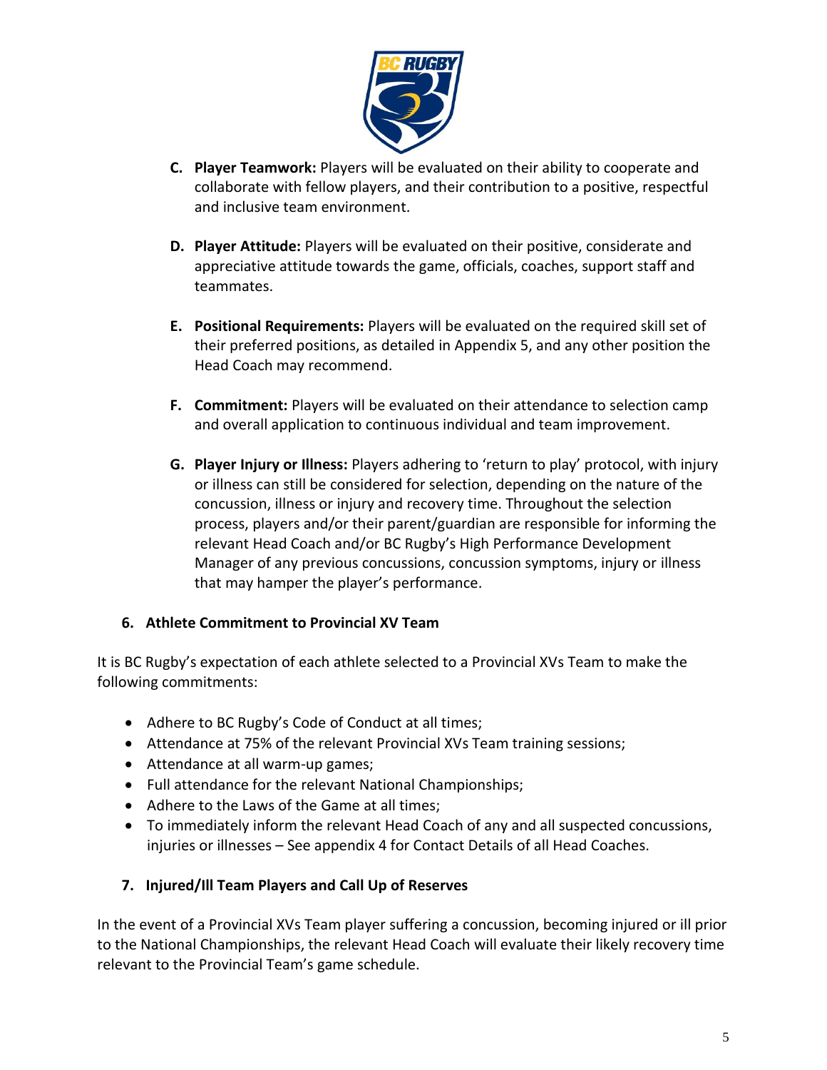C. **Player Teamwork:** Players will be evaluated on their ability to cooperate and collaborate with fellow players, and their contribution to a positive, respectful and inclusive team environment.

D. **Player Attitude:** Players will be evaluated on their positive, considerate and appreciative attitude towards the game, officials, coaches, support staff and teammates.

E. **Positional Requirements:** Players will be evaluated on the required skill set of their preferred positions, as detailed in Appendix 5, and any other position the Head Coach may recommend.

F. **Commitment:** Players will be evaluated on their attendance to selection camp and overall application to continuous individual and team improvement.

G. **Player Injury or Illness:** Players adhering to 'return to play' protocol, with injury or illness can still be considered for selection, depending on the nature of the concussion, illness or injury and recovery time. Throughout the selection process, players and/or their parent/guardian are responsible for informing the relevant Head Coach and/or BC Rugby's High Performance Development Manager of any previous concussions, concussion symptoms, injury or illness that may hamper the player's performance.

## 6. Athlete Commitment to Provincial XV Team

It is BC Rugby's expectation of each athlete selected to a Provincial XVs Team to make the following commitments:

- Adhere to BC Rugby's Code of Conduct at all times;
- Attendance at 75% of the relevant Provincial XVs Team training sessions;
- Attendance at all warm-up games;
- Full attendance for the relevant National Championships;
- Adhere to the Laws of the Game at all times;
- To immediately inform the relevant Head Coach of any and all suspected concussions, injuries or illnesses – See appendix 4 for Contact Details of all Head Coaches.

## 7. Injured/Ill Team Players and Call Up of Reserves

In the event of a Provincial XVs Team player suffering a concussion, becoming injured or ill prior to the National Championships, the relevant Head Coach will evaluate their likely recovery time relevant to the Provincial Team's game schedule.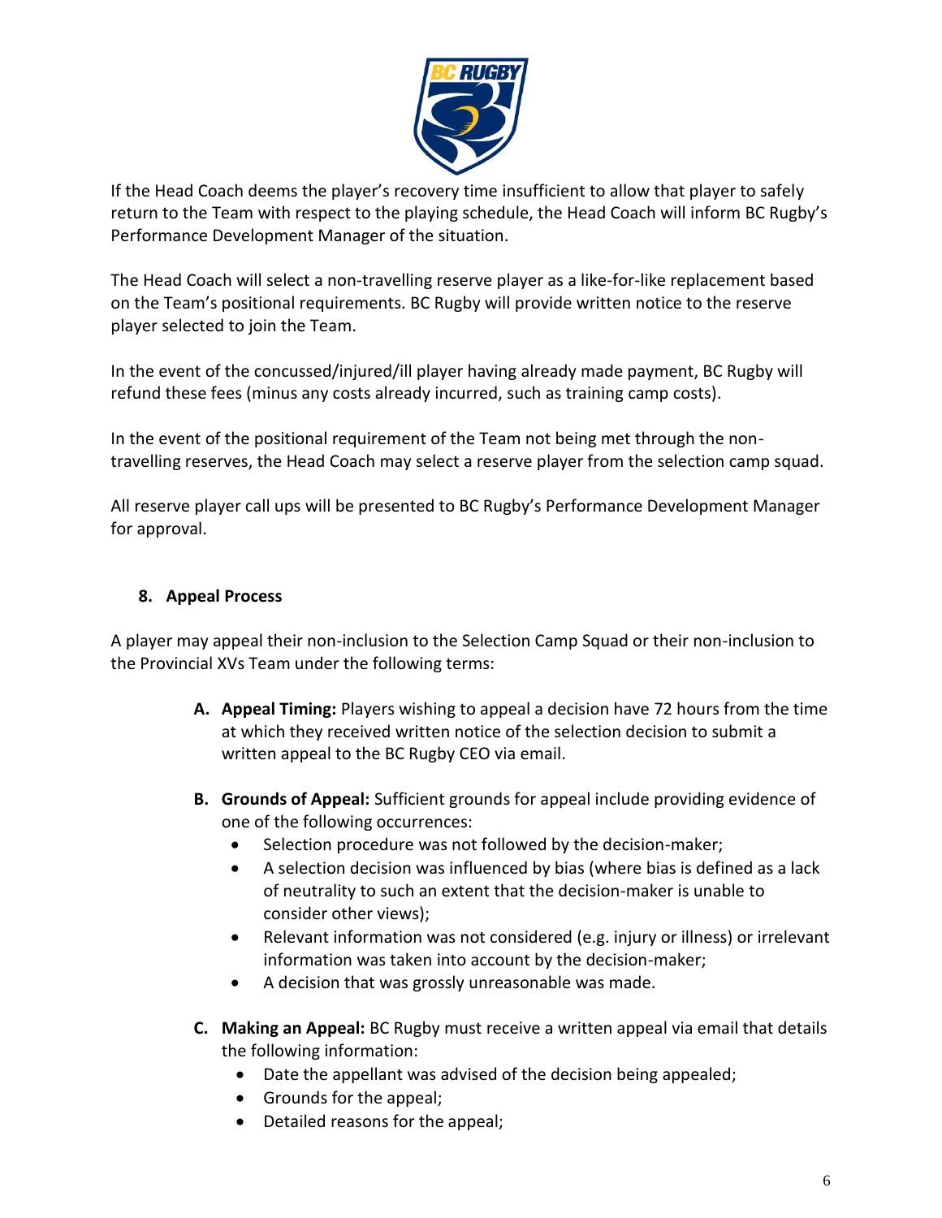If the Head Coach deems the player's recovery time insufficient to allow that player to safely return to the Team with respect to the playing schedule, the Head Coach will inform BC Rugby's Performance Development Manager of the situation.

The Head Coach will select a non-travelling reserve player as a like-for-like replacement based on the Team's positional requirements. BC Rugby will provide written notice to the reserve player selected to join the Team.

In the event of the concussed/injured/ill player having already made payment, BC Rugby will refund these fees (minus any costs already incurred, such as training camp costs).

In the event of the positional requirement of the Team not being met through the non-travelling reserves, the Head Coach may select a reserve player from the selection camp squad.

All reserve player call ups will be presented to BC Rugby's Performance Development Manager for approval.

## 8. Appeal Process

A player may appeal their non-inclusion to the Selection Camp Squad or their non-inclusion to the Provincial XVs Team under the following terms:

A. **Appeal Timing:** Players wishing to appeal a decision have 72 hours from the time at which they received written notice of the selection decision to submit a written appeal to the BC Rugby CEO via email.

B. **Grounds of Appeal:** Sufficient grounds for appeal include providing evidence of one of the following occurrences:
   - Selection procedure was not followed by the decision-maker;
   - A selection decision was influenced by bias (where bias is defined as a lack of neutrality to such an extent that the decision-maker is unable to consider other views);
   - Relevant information was not considered (e.g. injury or illness) or irrelevant information was taken into account by the decision-maker;
   - A decision that was grossly unreasonable was made.

C. **Making an Appeal:** BC Rugby must receive a written appeal via email that details the following information:
   - Date the appellant was advised of the decision being appealed;
   - Grounds for the appeal;
   - Detailed reasons for the appeal;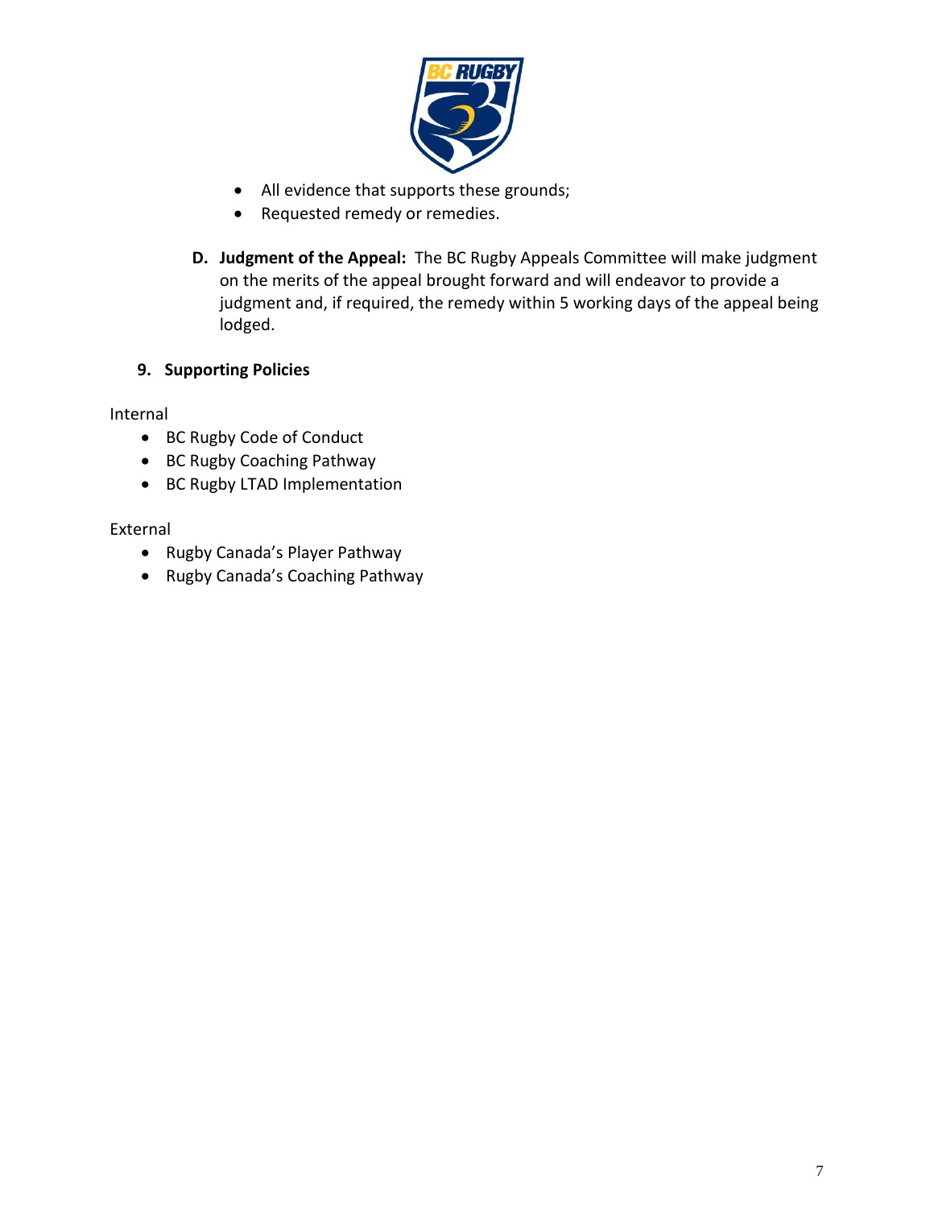- All evidence that supports these grounds;
- Requested remedy or remedies.

**D. Judgment of the Appeal:** The BC Rugby Appeals Committee will make judgment on the merits of the appeal brought forward and will endeavor to provide a judgment and, if required, the remedy within 5 working days of the appeal being lodged.

## 9. Supporting Policies

Internal

- BC Rugby Code of Conduct
- BC Rugby Coaching Pathway
- BC Rugby LTAD Implementation

External

- Rugby Canada's Player Pathway
- Rugby Canada's Coaching Pathway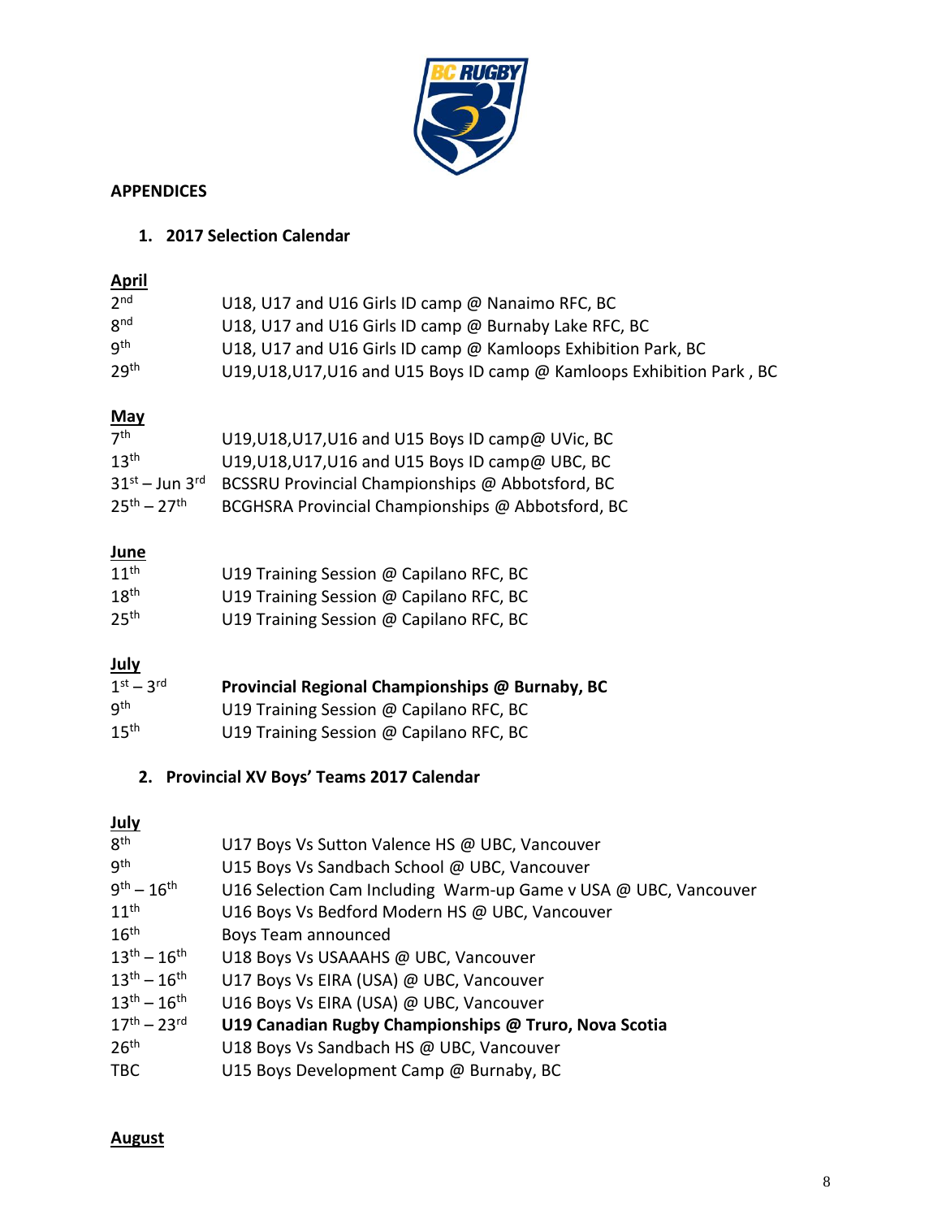**APPENDICES**

1. **2017 Selection Calendar**

**April**

| | |
|---|---|
| 2nd | U18, U17 and U16 Girls ID camp @ Nanaimo RFC, BC |
| 8nd | U18, U17 and U16 Girls ID camp @ Burnaby Lake RFC, BC |
| 9th | U18, U17 and U16 Girls ID camp @ Kamloops Exhibition Park, BC |
| 29th | U19,U18,U17,U16 and U15 Boys ID camp @ Kamloops Exhibition Park , BC |

**May**

| | |
|---|---|
| 7th | U19,U18,U17,U16 and U15 Boys ID camp@ UVic, BC |
| 13th | U19,U18,U17,U16 and U15 Boys ID camp@ UBC, BC |
| 31st – Jun 3rd | BCSSRU Provincial Championships @ Abbotsford, BC |
| 25th – 27th | BCGHSRA Provincial Championships @ Abbotsford, BC |

**June**

| | |
|---|---|
| 11th | U19 Training Session @ Capilano RFC, BC |
| 18th | U19 Training Session @ Capilano RFC, BC |
| 25th | U19 Training Session @ Capilano RFC, BC |

**July**

| | |
|---|---|
| 1st – 3rd | **Provincial Regional Championships @ Burnaby, BC** |
| 9th | U19 Training Session @ Capilano RFC, BC |
| 15th | U19 Training Session @ Capilano RFC, BC |

2. **Provincial XV Boys' Teams 2017 Calendar**

**July**

| | |
|---|---|
| 8th | U17 Boys Vs Sutton Valence HS @ UBC, Vancouver |
| 9th | U15 Boys Vs Sandbach School @ UBC, Vancouver |
| 9th – 16th | U16 Selection Cam Including Warm-up Game v USA @ UBC, Vancouver |
| 11th | U16 Boys Vs Bedford Modern HS @ UBC, Vancouver |
| 16th | Boys Team announced |
| 13th – 16th | U18 Boys Vs USAAAHS @ UBC, Vancouver |
| 13th – 16th | U17 Boys Vs EIRA (USA) @ UBC, Vancouver |
| 13th – 16th | U16 Boys Vs EIRA (USA) @ UBC, Vancouver |
| 17th – 23rd | **U19 Canadian Rugby Championships @ Truro, Nova Scotia** |
| 26th | U18 Boys Vs Sandbach HS @ UBC, Vancouver |
| TBC | U15 Boys Development Camp @ Burnaby, BC |

**August**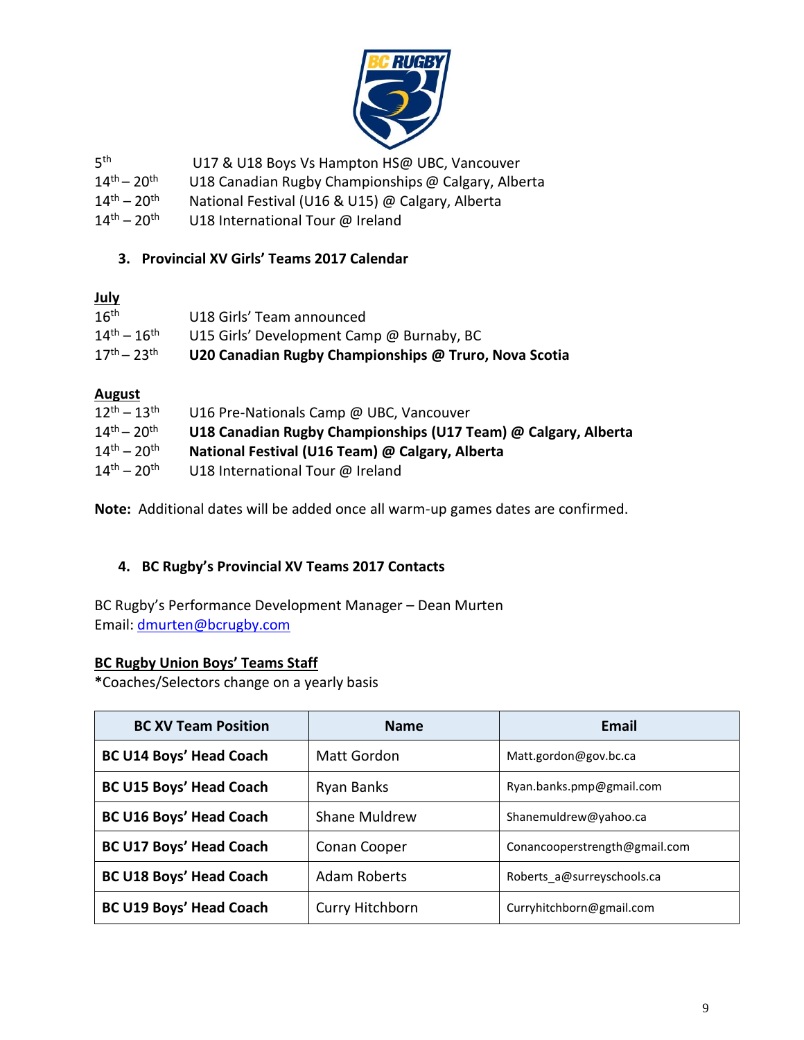5th U17 & U18 Boys Vs Hampton HS@ UBC, Vancouver
14th – 20th U18 Canadian Rugby Championships @ Calgary, Alberta
14th – 20th National Festival (U16 & U15) @ Calgary, Alberta
14th – 20th U18 International Tour @ Ireland

### 3. Provincial XV Girls' Teams 2017 Calendar

**July**
16th U18 Girls' Team announced
14th – 16th U15 Girls' Development Camp @ Burnaby, BC
17th – 23th **U20 Canadian Rugby Championships @ Truro, Nova Scotia**

**August**
12th – 13th U16 Pre-Nationals Camp @ UBC, Vancouver
14th – 20th **U18 Canadian Rugby Championships (U17 Team) @ Calgary, Alberta**
14th – 20th **National Festival (U16 Team) @ Calgary, Alberta**
14th – 20th U18 International Tour @ Ireland

**Note:** Additional dates will be added once all warm-up games dates are confirmed.

### 4. BC Rugby's Provincial XV Teams 2017 Contacts

BC Rugby's Performance Development Manager – Dean Murten
Email: dmurten@bcrugby.com

**BC Rugby Union Boys' Teams Staff**
*Coaches/Selectors change on a yearly basis

| BC XV Team Position | Name | Email |
|---|---|---|
| **BC U14 Boys' Head Coach** | Matt Gordon | Matt.gordon@gov.bc.ca |
| **BC U15 Boys' Head Coach** | Ryan Banks | Ryan.banks.pmp@gmail.com |
| **BC U16 Boys' Head Coach** | Shane Muldrew | Shanemuldrew@yahoo.ca |
| **BC U17 Boys' Head Coach** | Conan Cooper | Conancooperstrength@gmail.com |
| **BC U18 Boys' Head Coach** | Adam Roberts | Roberts_a@surreyschools.ca |
| **BC U19 Boys' Head Coach** | Curry Hitchborn | Curryhitchborn@gmail.com |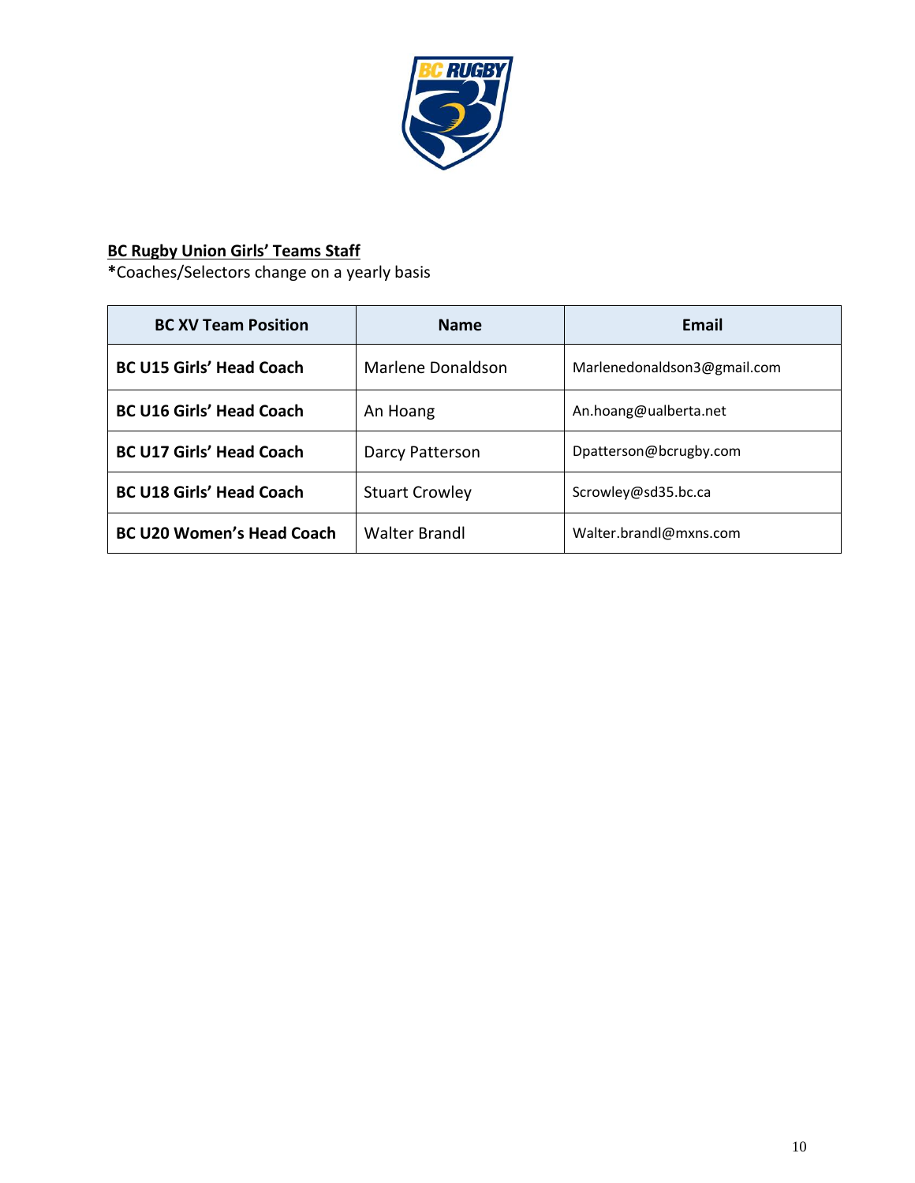**BC Rugby Union Girls' Teams Staff**

*Coaches/Selectors change on a yearly basis

| BC XV Team Position | Name | Email |
|---|---|---|
| **BC U15 Girls' Head Coach** | Marlene Donaldson | Marlenedonaldson3@gmail.com |
| **BC U16 Girls' Head Coach** | An Hoang | An.hoang@ualberta.net |
| **BC U17 Girls' Head Coach** | Darcy Patterson | Dpatterson@bcrugby.com |
| **BC U18 Girls' Head Coach** | Stuart Crowley | Scrowley@sd35.bc.ca |
| **BC U20 Women's Head Coach** | Walter Brandl | Walter.brandl@mxns.com |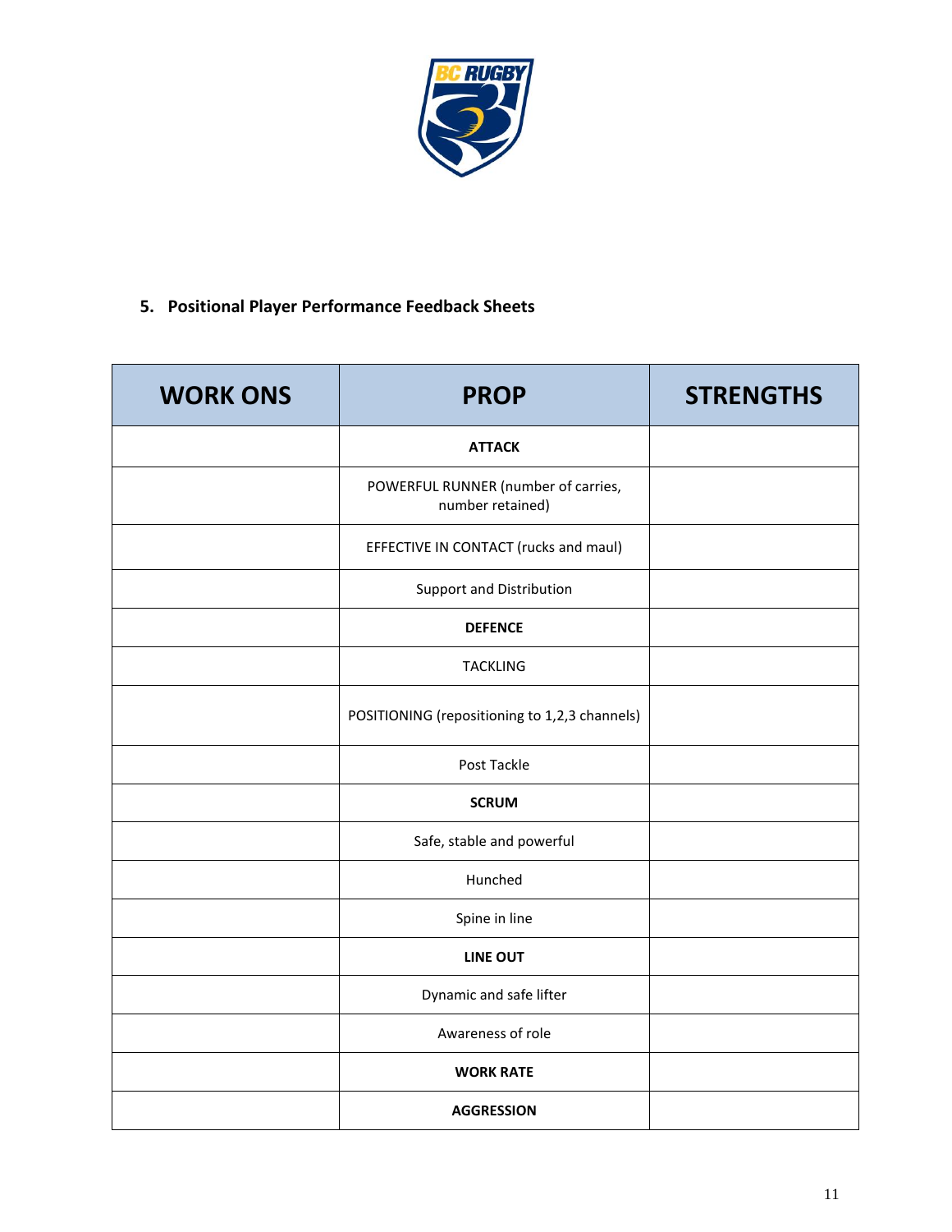## 5. Positional Player Performance Feedback Sheets

| WORK ONS | PROP | STRENGTHS |
|---|---|---|
| | **ATTACK** | |
| | POWERFUL RUNNER (number of carries, number retained) | |
| | EFFECTIVE IN CONTACT (rucks and maul) | |
| | Support and Distribution | |
| | **DEFENCE** | |
| | TACKLING | |
| | POSITIONING (repositioning to 1,2,3 channels) | |
| | Post Tackle | |
| | **SCRUM** | |
| | Safe, stable and powerful | |
| | Hunched | |
| | Spine in line | |
| | **LINE OUT** | |
| | Dynamic and safe lifter | |
| | Awareness of role | |
| | **WORK RATE** | |
| | **AGGRESSION** | |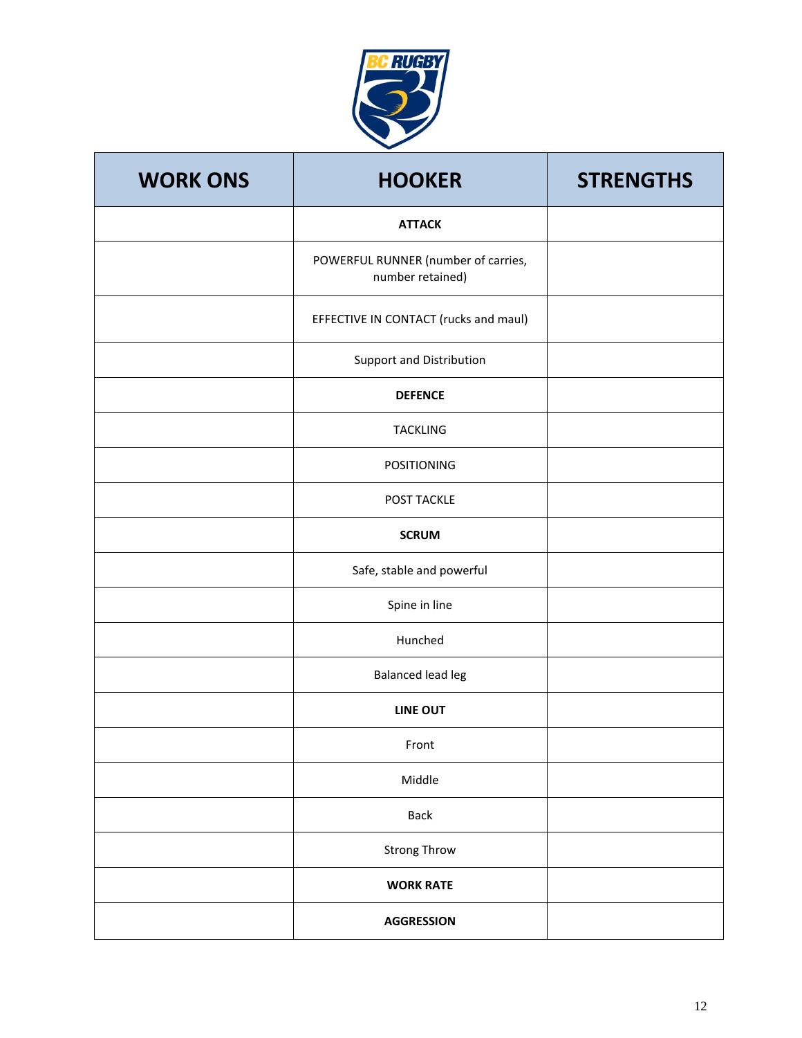| WORK ONS | HOOKER | STRENGTHS |
|---|---|---|
| | **ATTACK** | |
| | POWERFUL RUNNER (number of carries, number retained) | |
| | EFFECTIVE IN CONTACT (rucks and maul) | |
| | Support and Distribution | |
| | **DEFENCE** | |
| | TACKLING | |
| | POSITIONING | |
| | POST TACKLE | |
| | **SCRUM** | |
| | Safe, stable and powerful | |
| | Spine in line | |
| | Hunched | |
| | Balanced lead leg | |
| | **LINE OUT** | |
| | Front | |
| | Middle | |
| | Back | |
| | Strong Throw | |
| | **WORK RATE** | |
| | **AGGRESSION** | |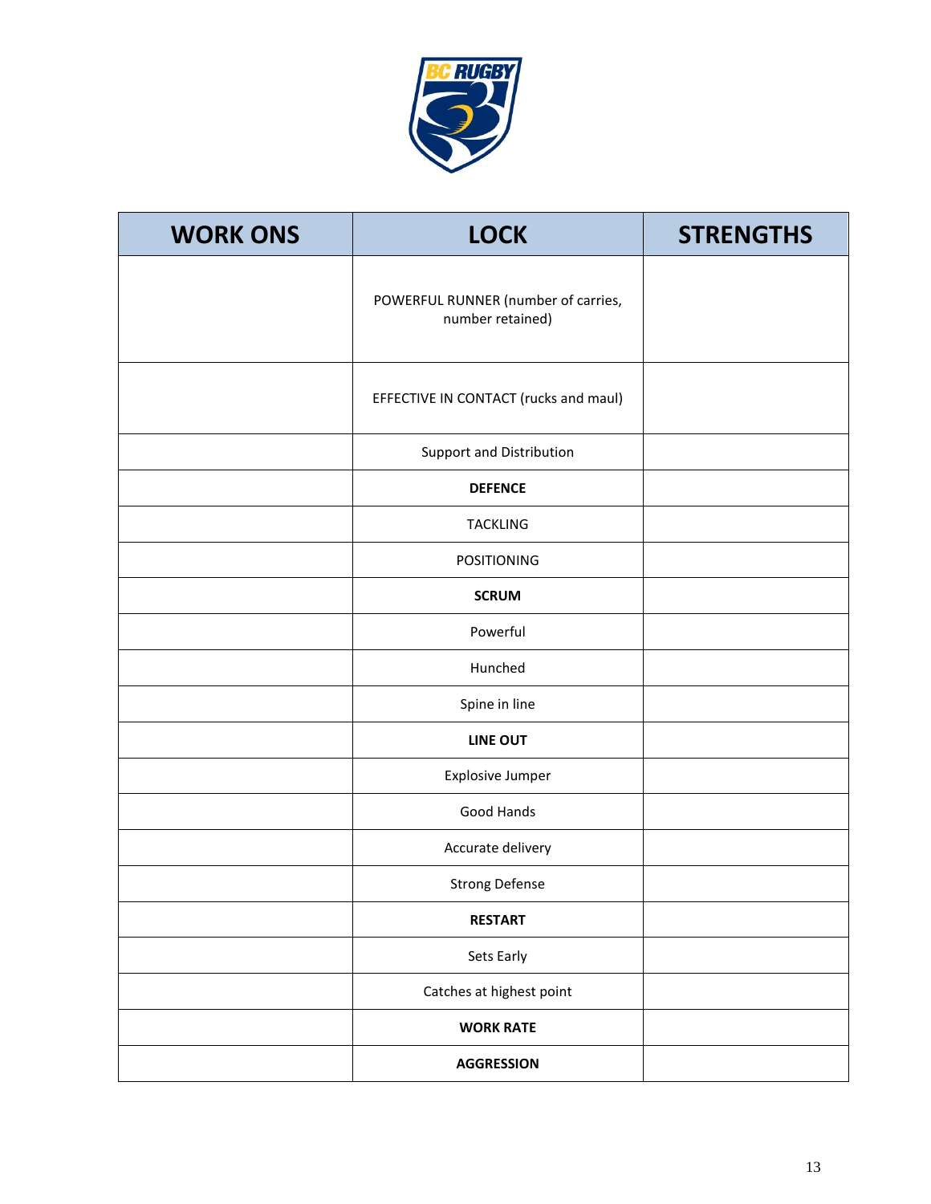| WORK ONS | LOCK | STRENGTHS |
| --- | --- | --- |
| | POWERFUL RUNNER (number of carries, number retained) | |
| | EFFECTIVE IN CONTACT (rucks and maul) | |
| | Support and Distribution | |
| | **DEFENCE** | |
| | TACKLING | |
| | POSITIONING | |
| | **SCRUM** | |
| | Powerful | |
| | Hunched | |
| | Spine in line | |
| | **LINE OUT** | |
| | Explosive Jumper | |
| | Good Hands | |
| | Accurate delivery | |
| | Strong Defense | |
| | **RESTART** | |
| | Sets Early | |
| | Catches at highest point | |
| | **WORK RATE** | |
| | **AGGRESSION** | |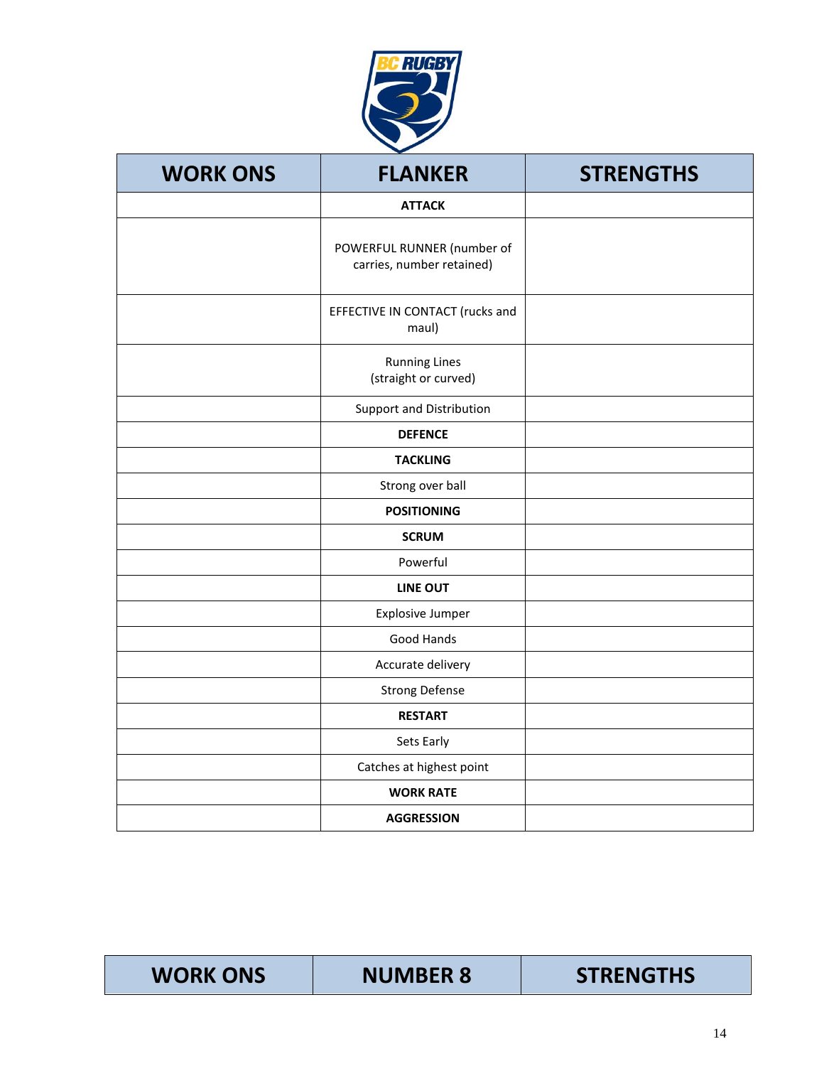| WORK ONS | FLANKER | STRENGTHS |
| --- | --- | --- |
| | **ATTACK** | |
| | POWERFUL RUNNER (number of carries, number retained) | |
| | EFFECTIVE IN CONTACT (rucks and maul) | |
| | Running Lines (straight or curved) | |
| | Support and Distribution | |
| | **DEFENCE** | |
| | **TACKLING** | |
| | Strong over ball | |
| | **POSITIONING** | |
| | **SCRUM** | |
| | Powerful | |
| | **LINE OUT** | |
| | Explosive Jumper | |
| | Good Hands | |
| | Accurate delivery | |
| | Strong Defense | |
| | **RESTART** | |
| | Sets Early | |
| | Catches at highest point | |
| | **WORK RATE** | |
| | **AGGRESSION** | |

| WORK ONS | NUMBER 8 | STRENGTHS |
| --- | --- | --- |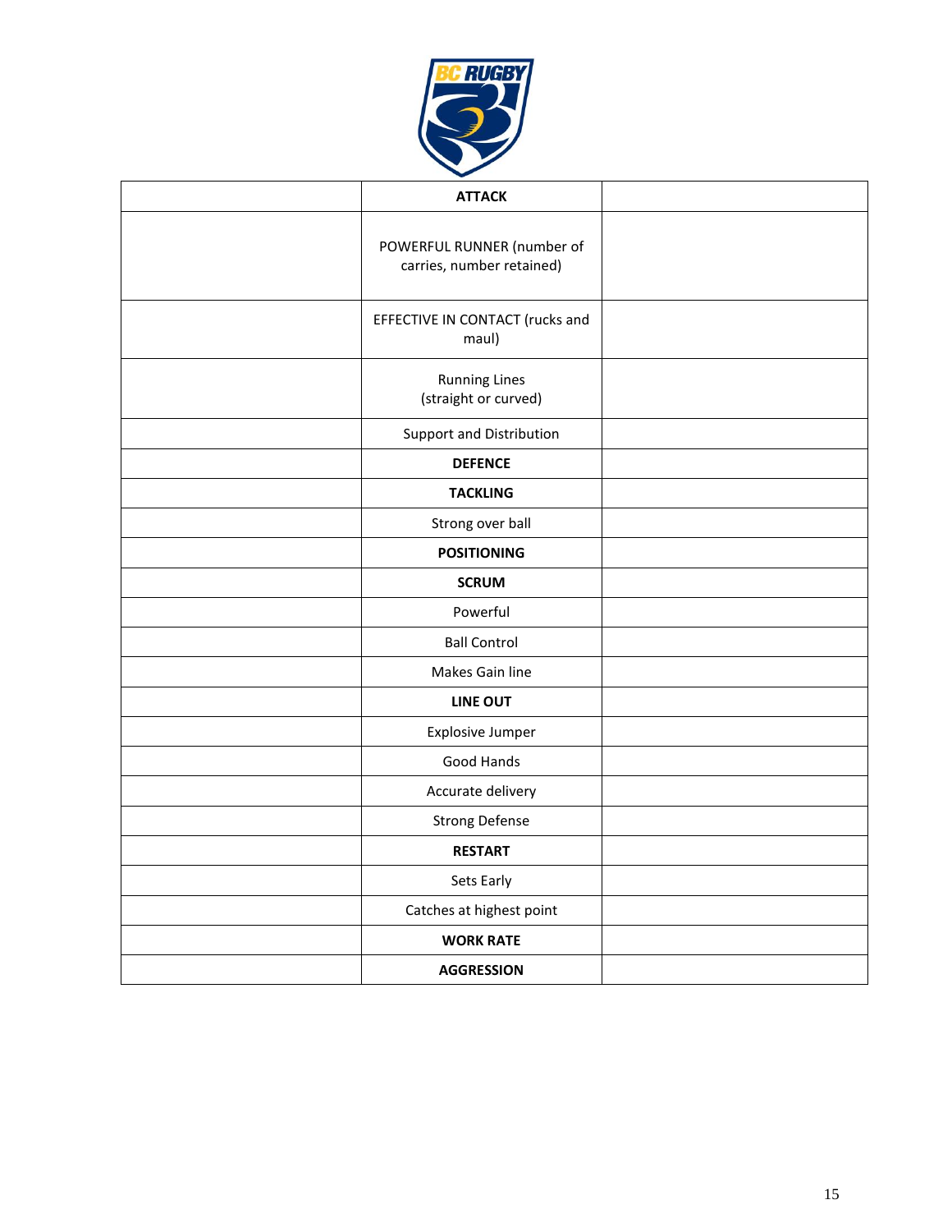| | ATTACK | |
|---|---|---|
| | POWERFUL RUNNER (number of carries, number retained) | |
| | EFFECTIVE IN CONTACT (rucks and maul) | |
| | Running Lines (straight or curved) | |
| | Support and Distribution | |
| | **DEFENCE** | |
| | **TACKLING** | |
| | Strong over ball | |
| | **POSITIONING** | |
| | **SCRUM** | |
| | Powerful | |
| | Ball Control | |
| | Makes Gain line | |
| | **LINE OUT** | |
| | Explosive Jumper | |
| | Good Hands | |
| | Accurate delivery | |
| | Strong Defense | |
| | **RESTART** | |
| | Sets Early | |
| | Catches at highest point | |
| | **WORK RATE** | |
| | **AGGRESSION** | |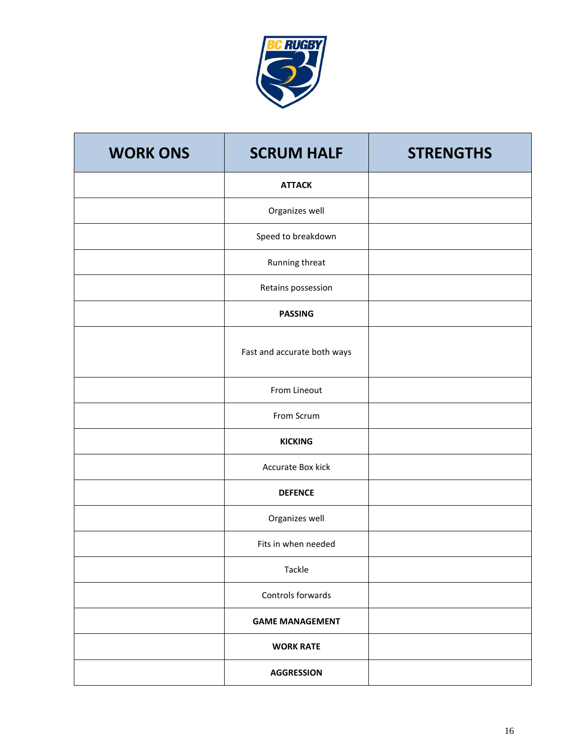| WORK ONS | SCRUM HALF | STRENGTHS |
|---|---|---|
| | **ATTACK** | |
| | Organizes well | |
| | Speed to breakdown | |
| | Running threat | |
| | Retains possession | |
| | **PASSING** | |
| | Fast and accurate both ways | |
| | From Lineout | |
| | From Scrum | |
| | **KICKING** | |
| | Accurate Box kick | |
| | **DEFENCE** | |
| | Organizes well | |
| | Fits in when needed | |
| | Tackle | |
| | Controls forwards | |
| | **GAME MANAGEMENT** | |
| | **WORK RATE** | |
| | **AGGRESSION** | |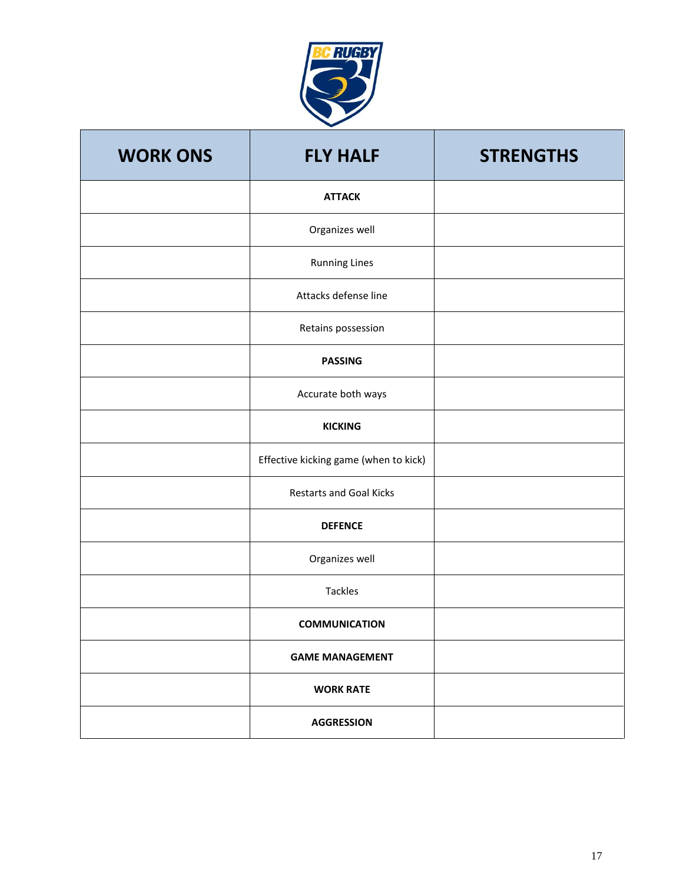| WORK ONS | FLY HALF | STRENGTHS |
|---|---|---|
| | **ATTACK** | |
| | Organizes well | |
| | Running Lines | |
| | Attacks defense line | |
| | Retains possession | |
| | **PASSING** | |
| | Accurate both ways | |
| | **KICKING** | |
| | Effective kicking game (when to kick) | |
| | Restarts and Goal Kicks | |
| | **DEFENCE** | |
| | Organizes well | |
| | Tackles | |
| | **COMMUNICATION** | |
| | **GAME MANAGEMENT** | |
| | **WORK RATE** | |
| | **AGGRESSION** | |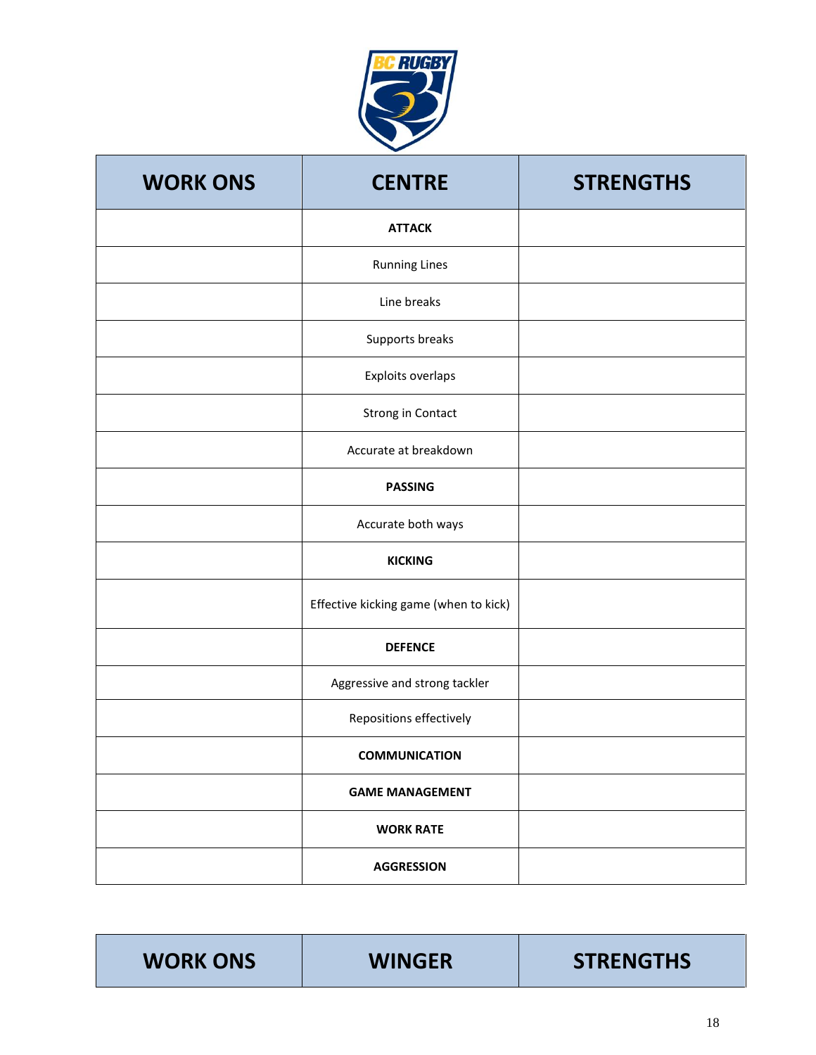| WORK ONS | CENTRE | STRENGTHS |
|---|---|---|
| | **ATTACK** | |
| | Running Lines | |
| | Line breaks | |
| | Supports breaks | |
| | Exploits overlaps | |
| | Strong in Contact | |
| | Accurate at breakdown | |
| | **PASSING** | |
| | Accurate both ways | |
| | **KICKING** | |
| | Effective kicking game (when to kick) | |
| | **DEFENCE** | |
| | Aggressive and strong tackler | |
| | Repositions effectively | |
| | **COMMUNICATION** | |
| | **GAME MANAGEMENT** | |
| | **WORK RATE** | |
| | **AGGRESSION** | |

| WORK ONS | WINGER | STRENGTHS |
|---|---|---|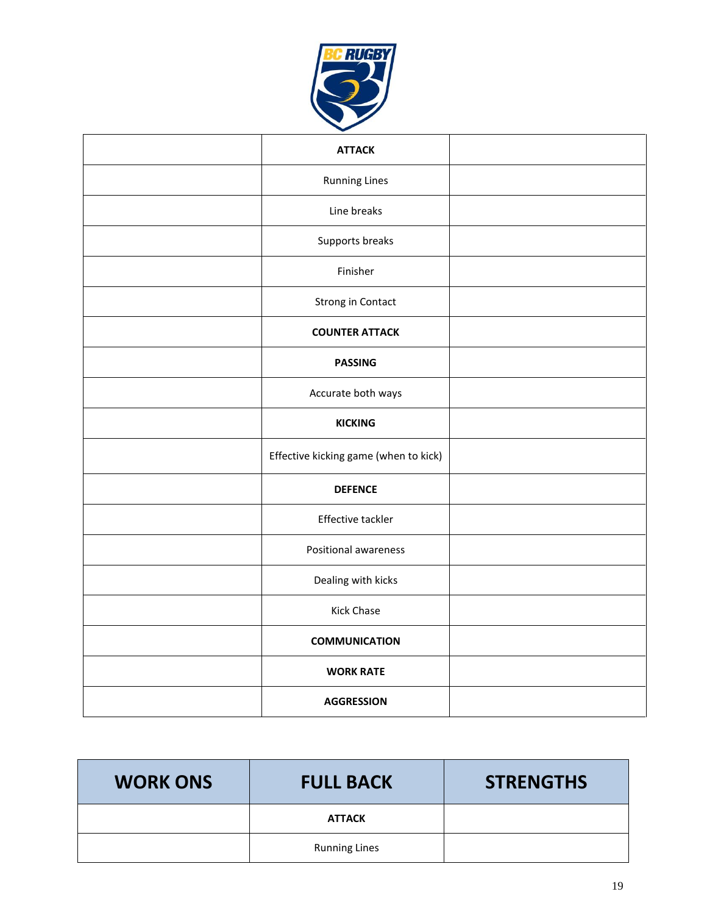| | | |
|---|---|---|
| | **ATTACK** | |
| | Running Lines | |
| | Line breaks | |
| | Supports breaks | |
| | Finisher | |
| | Strong in Contact | |
| | **COUNTER ATTACK** | |
| | **PASSING** | |
| | Accurate both ways | |
| | **KICKING** | |
| | Effective kicking game (when to kick) | |
| | **DEFENCE** | |
| | Effective tackler | |
| | Positional awareness | |
| | Dealing with kicks | |
| | Kick Chase | |
| | **COMMUNICATION** | |
| | **WORK RATE** | |
| | **AGGRESSION** | |

| WORK ONS | FULL BACK | STRENGTHS |
|---|---|---|
| | **ATTACK** | |
| | Running Lines | |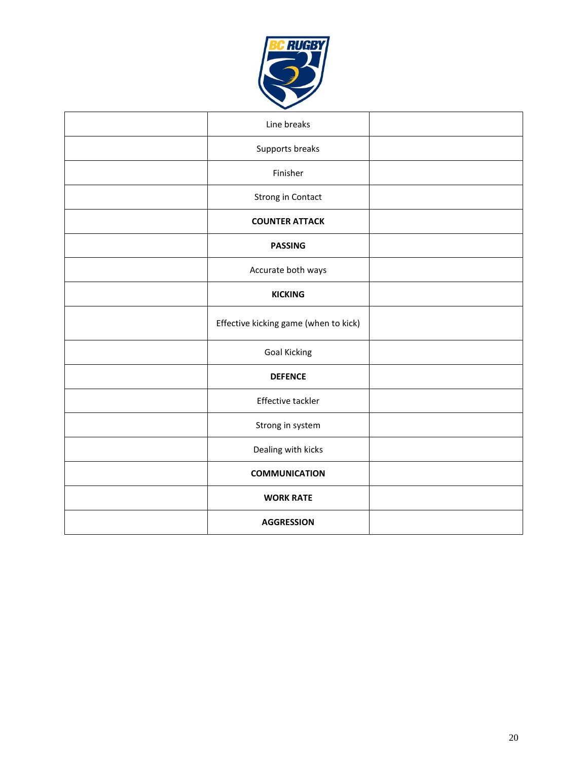| | | |
|---|---|---|
| | Line breaks | |
| | Supports breaks | |
| | Finisher | |
| | Strong in Contact | |
| | **COUNTER ATTACK** | |
| | **PASSING** | |
| | Accurate both ways | |
| | **KICKING** | |
| | Effective kicking game (when to kick) | |
| | Goal Kicking | |
| | **DEFENCE** | |
| | Effective tackler | |
| | Strong in system | |
| | Dealing with kicks | |
| | **COMMUNICATION** | |
| | **WORK RATE** | |
| | **AGGRESSION** | |